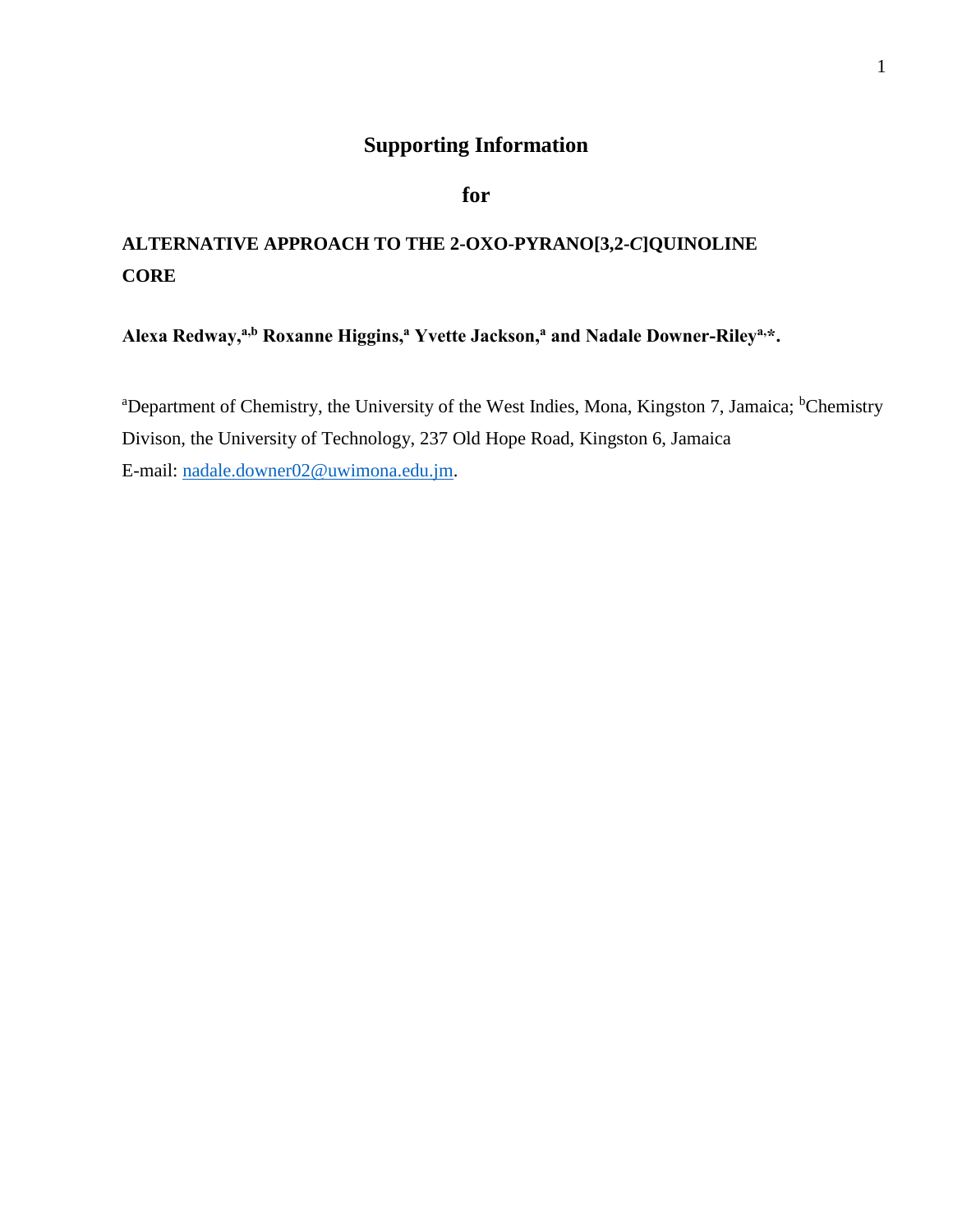# Supporting Information

## for

**ALTERNATIVE APPROACH TO THE 2-OXO-PYRANO[3,2-*C*]QUINOLINE CORE**

**Alexa Redway,[a,b] Roxanne Higgins,[a] Yvette Jackson,[a] and Nadale Downer-Riley[a,*].**

[a]Department of Chemistry, the University of the West Indies, Mona, Kingston 7, Jamaica; [b]Chemistry Divison, the University of Technology, 237 Old Hope Road, Kingston 6, Jamaica

E-mail: nadale.downer02@uwimona.edu.jm.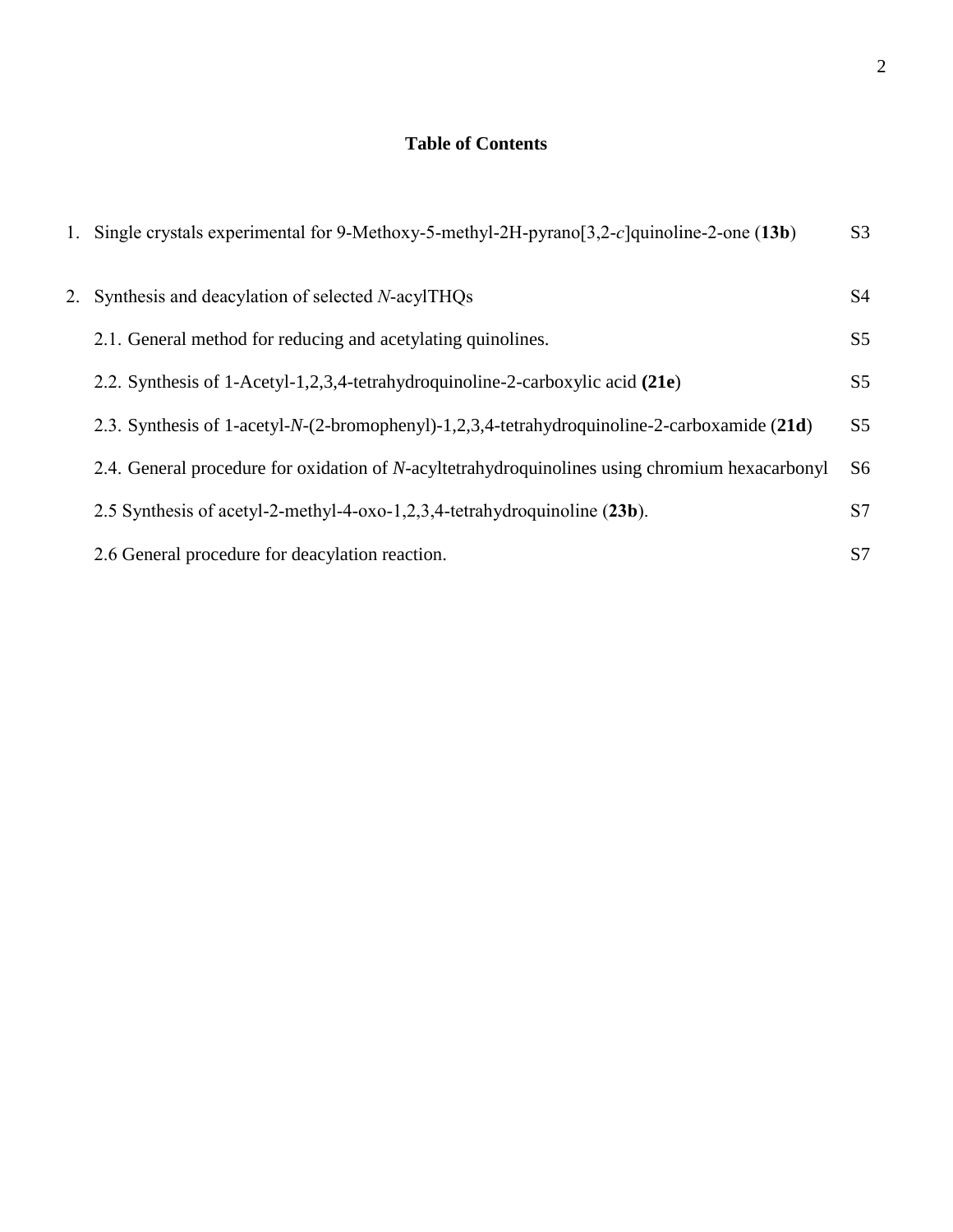# Table of Contents

1. Single crystals experimental for 9-Methoxy-5-methyl-2H-pyrano[3,2-*c*]quinoline-2-one (**13b**) S3

2. Synthesis and deacylation of selected *N*-acylTHQs S4

   2.1. General method for reducing and acetylating quinolines. S5

   2.2. Synthesis of 1-Acetyl-1,2,3,4-tetrahydroquinoline-2-carboxylic acid **(21e**) S5

   2.3. Synthesis of 1-acetyl-*N*-(2-bromophenyl)-1,2,3,4-tetrahydroquinoline-2-carboxamide (**21d**) S5

   2.4. General procedure for oxidation of *N*-acyltetrahydroquinolines using chromium hexacarbonyl S6

   2.5 Synthesis of acetyl-2-methyl-4-oxo-1,2,3,4-tetrahydroquinoline (**23b**). S7

   2.6 General procedure for deacylation reaction. S7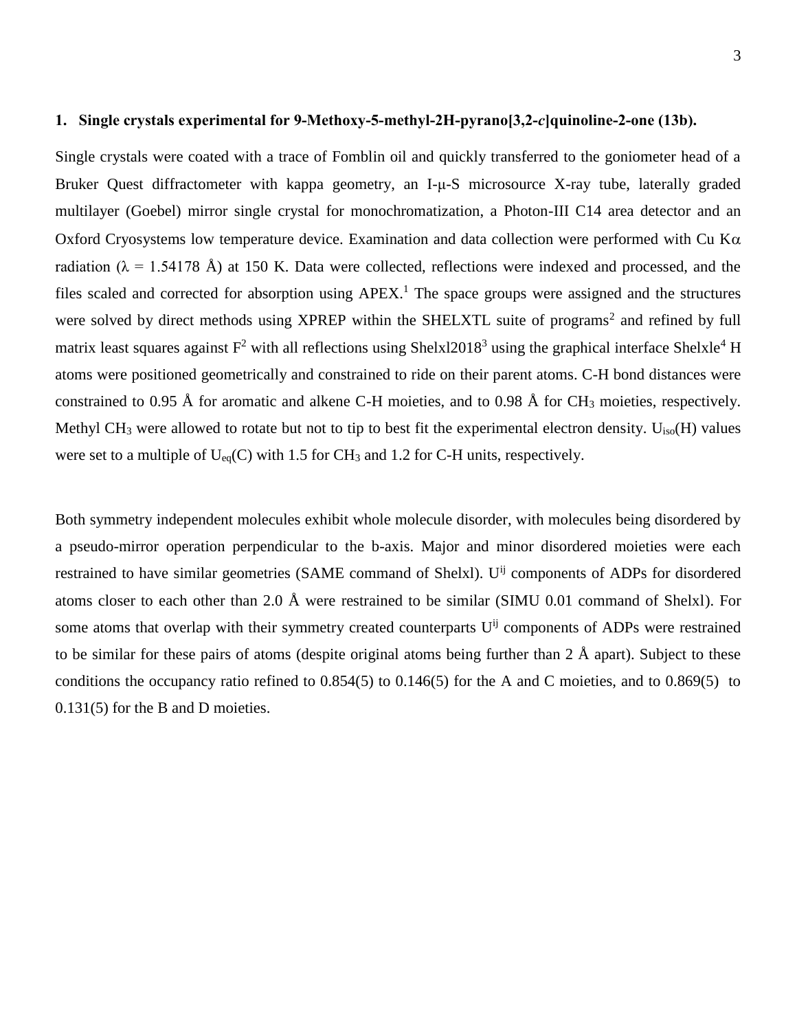## 1. Single crystals experimental for 9-Methoxy-5-methyl-2H-pyrano[3,2-*c*]quinoline-2-one (13b).

Single crystals were coated with a trace of Fomblin oil and quickly transferred to the goniometer head of a Bruker Quest diffractometer with kappa geometry, an I-μ-S microsource X-ray tube, laterally graded multilayer (Goebel) mirror single crystal for monochromatization, a Photon-III C14 area detector and an Oxford Cryosystems low temperature device. Examination and data collection were performed with Cu Kα radiation (λ = 1.54178 Å) at 150 K. Data were collected, reflections were indexed and processed, and the files scaled and corrected for absorption using APEX.[1] The space groups were assigned and the structures were solved by direct methods using XPREP within the SHELXTL suite of programs[2] and refined by full matrix least squares against $F^2$ with all reflections using Shelxl2018[3] using the graphical interface Shelxle[4] H atoms were positioned geometrically and constrained to ride on their parent atoms. C-H bond distances were constrained to 0.95 Å for aromatic and alkene C-H moieties, and to 0.98 Å for $CH_3$ moieties, respectively. Methyl $CH_3$ were allowed to rotate but not to tip to best fit the experimental electron density. $U_{iso}(H)$ values were set to a multiple of $U_{eq}(C)$ with 1.5 for $CH_3$ and 1.2 for C-H units, respectively.

Both symmetry independent molecules exhibit whole molecule disorder, with molecules being disordered by a pseudo-mirror operation perpendicular to the b-axis. Major and minor disordered moieties were each restrained to have similar geometries (SAME command of Shelxl). $U^{ij}$ components of ADPs for disordered atoms closer to each other than 2.0 Å were restrained to be similar (SIMU 0.01 command of Shelxl). For some atoms that overlap with their symmetry created counterparts $U^{ij}$ components of ADPs were restrained to be similar for these pairs of atoms (despite original atoms being further than 2 Å apart). Subject to these conditions the occupancy ratio refined to 0.854(5) to 0.146(5) for the A and C moieties, and to 0.869(5) to 0.131(5) for the B and D moieties.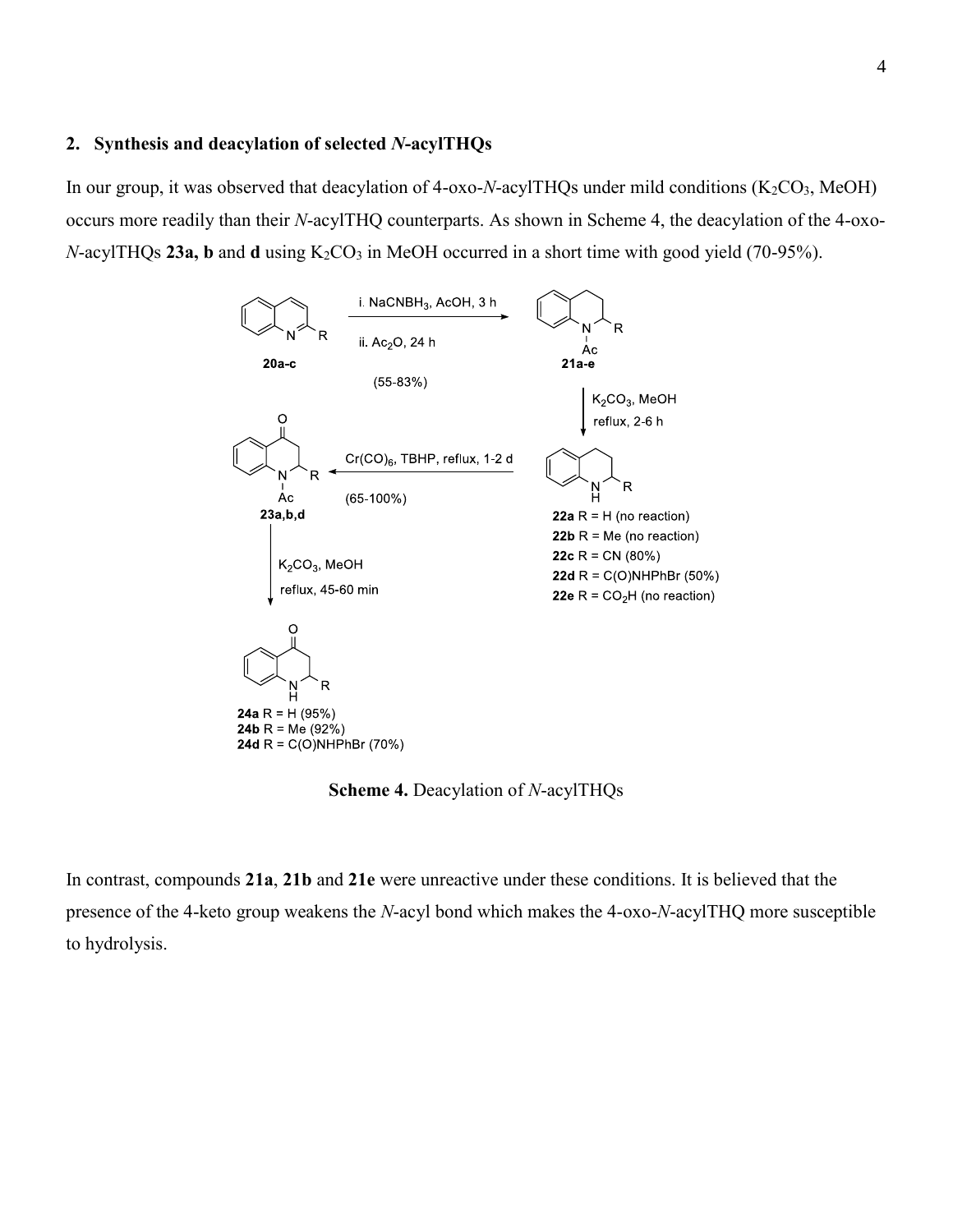## 2. Synthesis and deacylation of selected *N*-acylTHQs

In our group, it was observed that deacylation of 4-oxo-*N*-acylTHQs under mild conditions ($K_2CO_3$, MeOH) occurs more readily than their *N*-acylTHQ counterparts. As shown in Scheme 4, the deacylation of the 4-oxo-*N*-acylTHQs **23a, b** and **d** using $K_2CO_3$ in MeOH occurred in a short time with good yield (70-95%).

**20a-c** → (i. $NaCNBH_3$, AcOH, 3 h; ii. $Ac_2O$, 24 h; (55-83%)) → **21a-e**

**21a-e** → ($K_2CO_3$, MeOH, reflux, 2-6 h) → **22**

**22a** R = H (no reaction)
**22b** R = Me (no reaction)
**22c** R = CN (80%)
**22d** R = C(O)NHPhBr (50%)
**22e** R = $CO_2H$ (no reaction)

**22** → ($Cr(CO)_6$, TBHP, reflux, 1-2 d; (65-100%)) → **23a,b,d**

**23a,b,d** → ($K_2CO_3$, MeOH, reflux, 45-60 min) → **24**

**24a** R = H (95%)
**24b** R = Me (92%)
**24d** R = C(O)NHPhBr (70%)

**Scheme 4.** Deacylation of *N*-acylTHQs

In contrast, compounds **21a**, **21b** and **21e** were unreactive under these conditions. It is believed that the presence of the 4-keto group weakens the *N*-acyl bond which makes the 4-oxo-*N*-acylTHQ more susceptible to hydrolysis.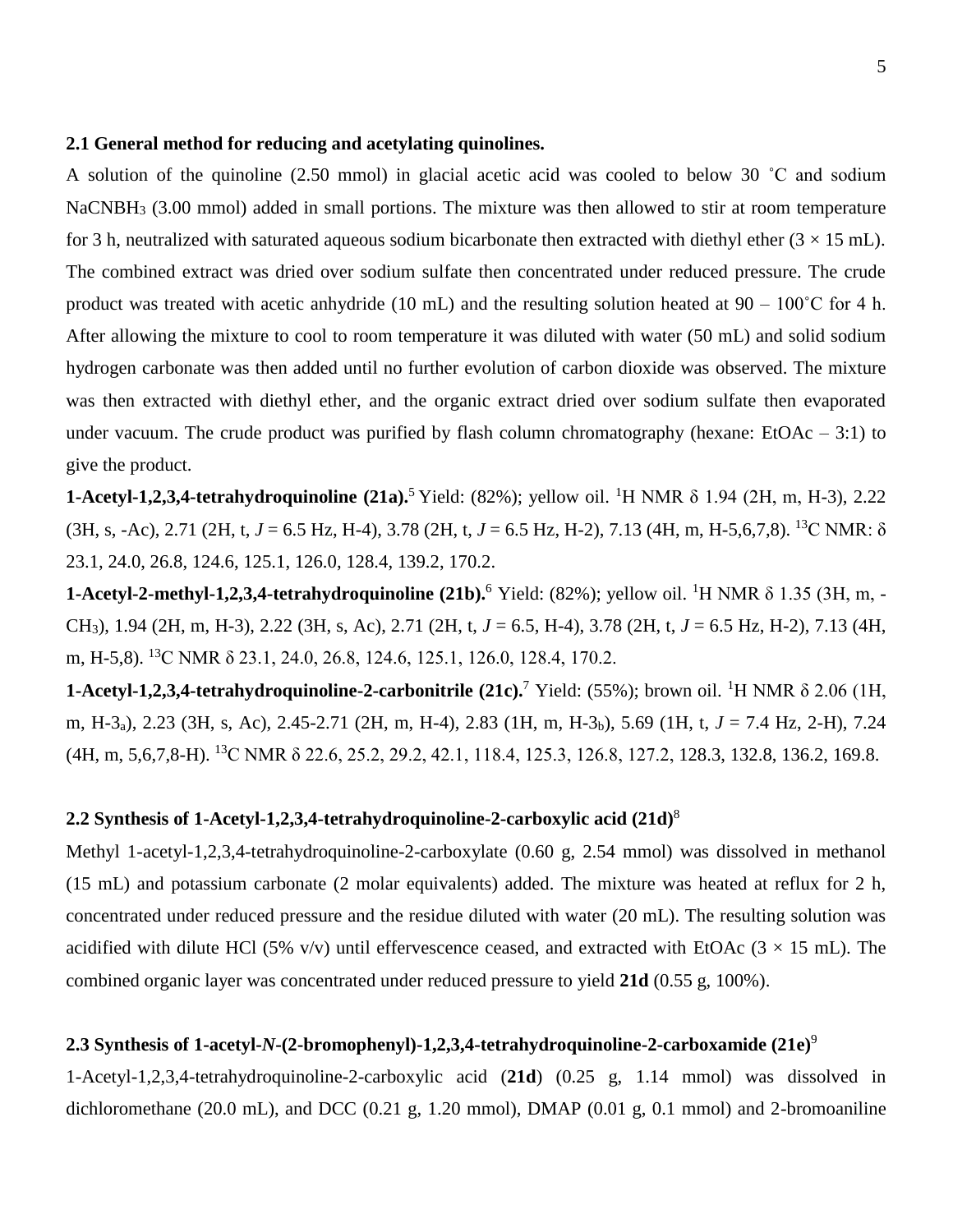**2.1 General method for reducing and acetylating quinolines.**

A solution of the quinoline (2.50 mmol) in glacial acetic acid was cooled to below 30 ˚C and sodium $NaCNBH_3$ (3.00 mmol) added in small portions. The mixture was then allowed to stir at room temperature for 3 h, neutralized with saturated aqueous sodium bicarbonate then extracted with diethyl ether (3 × 15 mL). The combined extract was dried over sodium sulfate then concentrated under reduced pressure. The crude product was treated with acetic anhydride (10 mL) and the resulting solution heated at 90 – 100˚C for 4 h. After allowing the mixture to cool to room temperature it was diluted with water (50 mL) and solid sodium hydrogen carbonate was then added until no further evolution of carbon dioxide was observed. The mixture was then extracted with diethyl ether, and the organic extract dried over sodium sulfate then evaporated under vacuum. The crude product was purified by flash column chromatography (hexane: EtOAc – 3:1) to give the product.

**1-Acetyl-1,2,3,4-tetrahydroquinoline (21a).**[5] Yield: (82%); yellow oil. $^1$H NMR δ 1.94 (2H, m, H-3), 2.22 (3H, s, -Ac), 2.71 (2H, t, *J* = 6.5 Hz, H-4), 3.78 (2H, t, *J* = 6.5 Hz, H-2), 7.13 (4H, m, H-5,6,7,8). $^{13}$C NMR: δ 23.1, 24.0, 26.8, 124.6, 125.1, 126.0, 128.4, 139.2, 170.2.

**1-Acetyl-2-methyl-1,2,3,4-tetrahydroquinoline (21b).**[6] Yield: (82%); yellow oil. $^1$H NMR δ 1.35 (3H, m, -$CH_3$), 1.94 (2H, m, H-3), 2.22 (3H, s, Ac), 2.71 (2H, t, *J* = 6.5, H-4), 3.78 (2H, t, *J* = 6.5 Hz, H-2), 7.13 (4H, m, H-5,8). $^{13}$C NMR δ 23.1, 24.0, 26.8, 124.6, 125.1, 126.0, 128.4, 170.2.

**1-Acetyl-1,2,3,4-tetrahydroquinoline-2-carbonitrile (21c).**[7] Yield: (55%); brown oil. $^1$H NMR δ 2.06 (1H, m, H-$3_a$), 2.23 (3H, s, Ac), 2.45-2.71 (2H, m, H-4), 2.83 (1H, m, H-$3_b$), 5.69 (1H, t, *J* = 7.4 Hz, 2-H), 7.24 (4H, m, 5,6,7,8-H). $^{13}$C NMR δ 22.6, 25.2, 29.2, 42.1, 118.4, 125.3, 126.8, 127.2, 128.3, 132.8, 136.2, 169.8.

**2.2 Synthesis of 1-Acetyl-1,2,3,4-tetrahydroquinoline-2-carboxylic acid (21d)**[8]

Methyl 1-acetyl-1,2,3,4-tetrahydroquinoline-2-carboxylate (0.60 g, 2.54 mmol) was dissolved in methanol (15 mL) and potassium carbonate (2 molar equivalents) added. The mixture was heated at reflux for 2 h, concentrated under reduced pressure and the residue diluted with water (20 mL). The resulting solution was acidified with dilute HCl (5% v/v) until effervescence ceased, and extracted with EtOAc (3 × 15 mL). The combined organic layer was concentrated under reduced pressure to yield **21d** (0.55 g, 100%).

**2.3 Synthesis of 1-acetyl-*N*-(2-bromophenyl)-1,2,3,4-tetrahydroquinoline-2-carboxamide (21e)**[9]

1-Acetyl-1,2,3,4-tetrahydroquinoline-2-carboxylic acid (**21d**) (0.25 g, 1.14 mmol) was dissolved in dichloromethane (20.0 mL), and DCC (0.21 g, 1.20 mmol), DMAP (0.01 g, 0.1 mmol) and 2-bromoaniline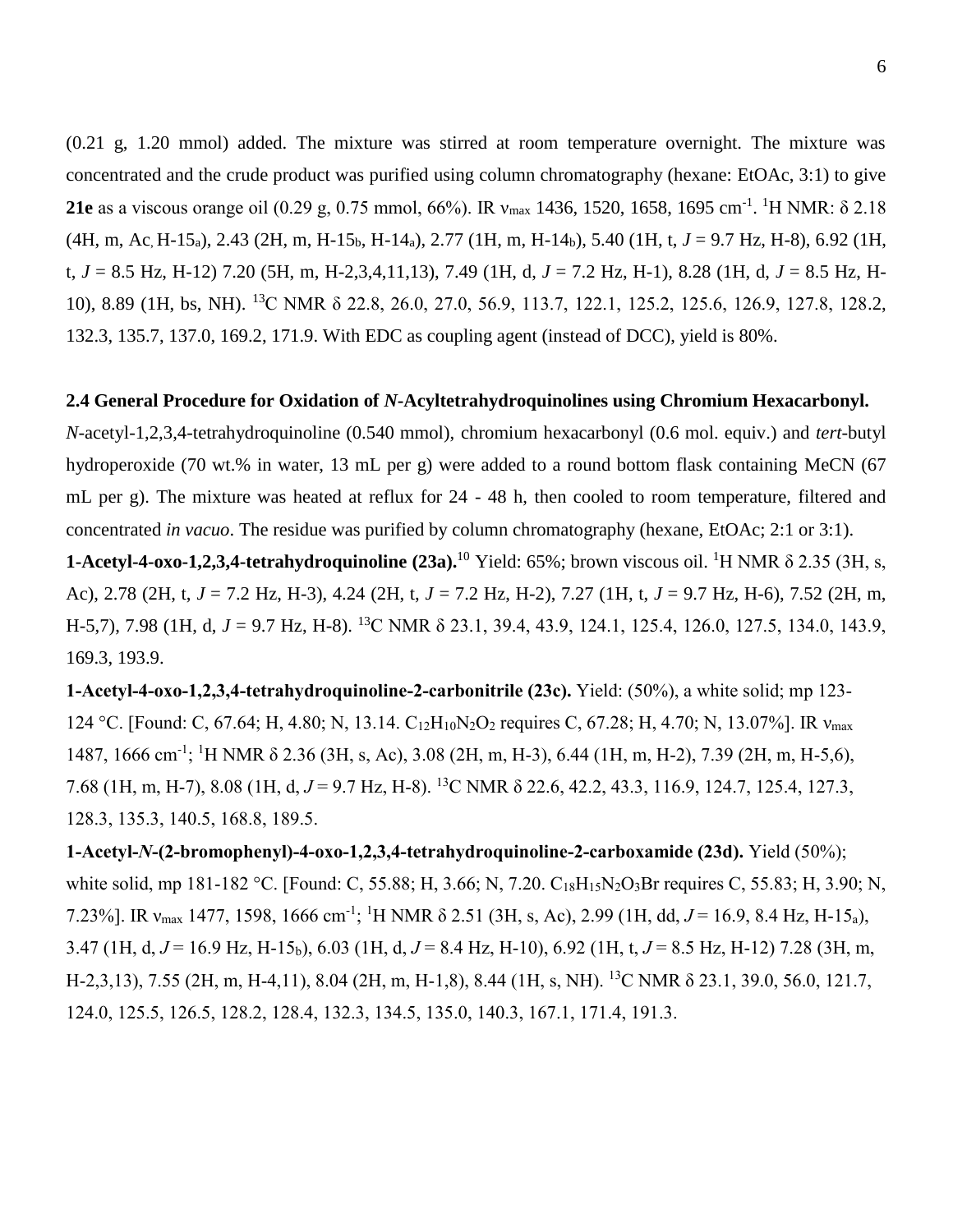(0.21 g, 1.20 mmol) added. The mixture was stirred at room temperature overnight. The mixture was concentrated and the crude product was purified using column chromatography (hexane: EtOAc, 3:1) to give **21e** as a viscous orange oil (0.29 g, 0.75 mmol, 66%). IR $\nu_{max}$ 1436, 1520, 1658, 1695 cm$^{-1}$. $^1$H NMR: δ 2.18 (4H, m, Ac, H-15$_a$), 2.43 (2H, m, H-15$_b$, H-14$_a$), 2.77 (1H, m, H-14$_b$), 5.40 (1H, t, *J* = 9.7 Hz, H-8), 6.92 (1H, t, *J* = 8.5 Hz, H-12) 7.20 (5H, m, H-2,3,4,11,13), 7.49 (1H, d, *J* = 7.2 Hz, H-1), 8.28 (1H, d, *J* = 8.5 Hz, H-10), 8.89 (1H, bs, NH). $^{13}$C NMR δ 22.8, 26.0, 27.0, 56.9, 113.7, 122.1, 125.2, 125.6, 126.9, 127.8, 128.2, 132.3, 135.7, 137.0, 169.2, 171.9. With EDC as coupling agent (instead of DCC), yield is 80%.

### 2.4 General Procedure for Oxidation of *N*-Acyltetrahydroquinolines using Chromium Hexacarbonyl.

*N*-acetyl-1,2,3,4-tetrahydroquinoline (0.540 mmol), chromium hexacarbonyl (0.6 mol. equiv.) and *tert*-butyl hydroperoxide (70 wt.% in water, 13 mL per g) were added to a round bottom flask containing MeCN (67 mL per g). The mixture was heated at reflux for 24 - 48 h, then cooled to room temperature, filtered and concentrated *in vacuo*. The residue was purified by column chromatography (hexane, EtOAc; 2:1 or 3:1).

**1-Acetyl-4-oxo-1,2,3,4-tetrahydroquinoline (23a).**[10] Yield: 65%; brown viscous oil. $^1$H NMR δ 2.35 (3H, s, Ac), 2.78 (2H, t, *J* = 7.2 Hz, H-3), 4.24 (2H, t, *J* = 7.2 Hz, H-2), 7.27 (1H, t, *J* = 9.7 Hz, H-6), 7.52 (2H, m, H-5,7), 7.98 (1H, d, *J* = 9.7 Hz, H-8). $^{13}$C NMR δ 23.1, 39.4, 43.9, 124.1, 125.4, 126.0, 127.5, 134.0, 143.9, 169.3, 193.9.

**1-Acetyl-4-oxo-1,2,3,4-tetrahydroquinoline-2-carbonitrile (23c).** Yield: (50%), a white solid; mp 123-124 °C. [Found: C, 67.64; H, 4.80; N, 13.14. $C_{12}H_{10}N_2O_2$ requires C, 67.28; H, 4.70; N, 13.07%]. IR $\nu_{max}$ 1487, 1666 cm$^{-1}$; $^1$H NMR δ 2.36 (3H, s, Ac), 3.08 (2H, m, H-3), 6.44 (1H, m, H-2), 7.39 (2H, m, H-5,6), 7.68 (1H, m, H-7), 8.08 (1H, d, *J* = 9.7 Hz, H-8). $^{13}$C NMR δ 22.6, 42.2, 43.3, 116.9, 124.7, 125.4, 127.3, 128.3, 135.3, 140.5, 168.8, 189.5.

**1-Acetyl-*N*-(2-bromophenyl)-4-oxo-1,2,3,4-tetrahydroquinoline-2-carboxamide (23d).** Yield (50%); white solid, mp 181-182 °C. [Found: C, 55.88; H, 3.66; N, 7.20. $C_{18}H_{15}N_2O_3Br$ requires C, 55.83; H, 3.90; N, 7.23%]. IR $\nu_{max}$ 1477, 1598, 1666 cm$^{-1}$; $^1$H NMR δ 2.51 (3H, s, Ac), 2.99 (1H, dd, *J* = 16.9, 8.4 Hz, H-15$_a$), 3.47 (1H, d, *J* = 16.9 Hz, H-15$_b$), 6.03 (1H, d, *J* = 8.4 Hz, H-10), 6.92 (1H, t, *J* = 8.5 Hz, H-12) 7.28 (3H, m, H-2,3,13), 7.55 (2H, m, H-4,11), 8.04 (2H, m, H-1,8), 8.44 (1H, s, NH). $^{13}$C NMR δ 23.1, 39.0, 56.0, 121.7, 124.0, 125.5, 126.5, 128.2, 128.4, 132.3, 134.5, 135.0, 140.3, 167.1, 171.4, 191.3.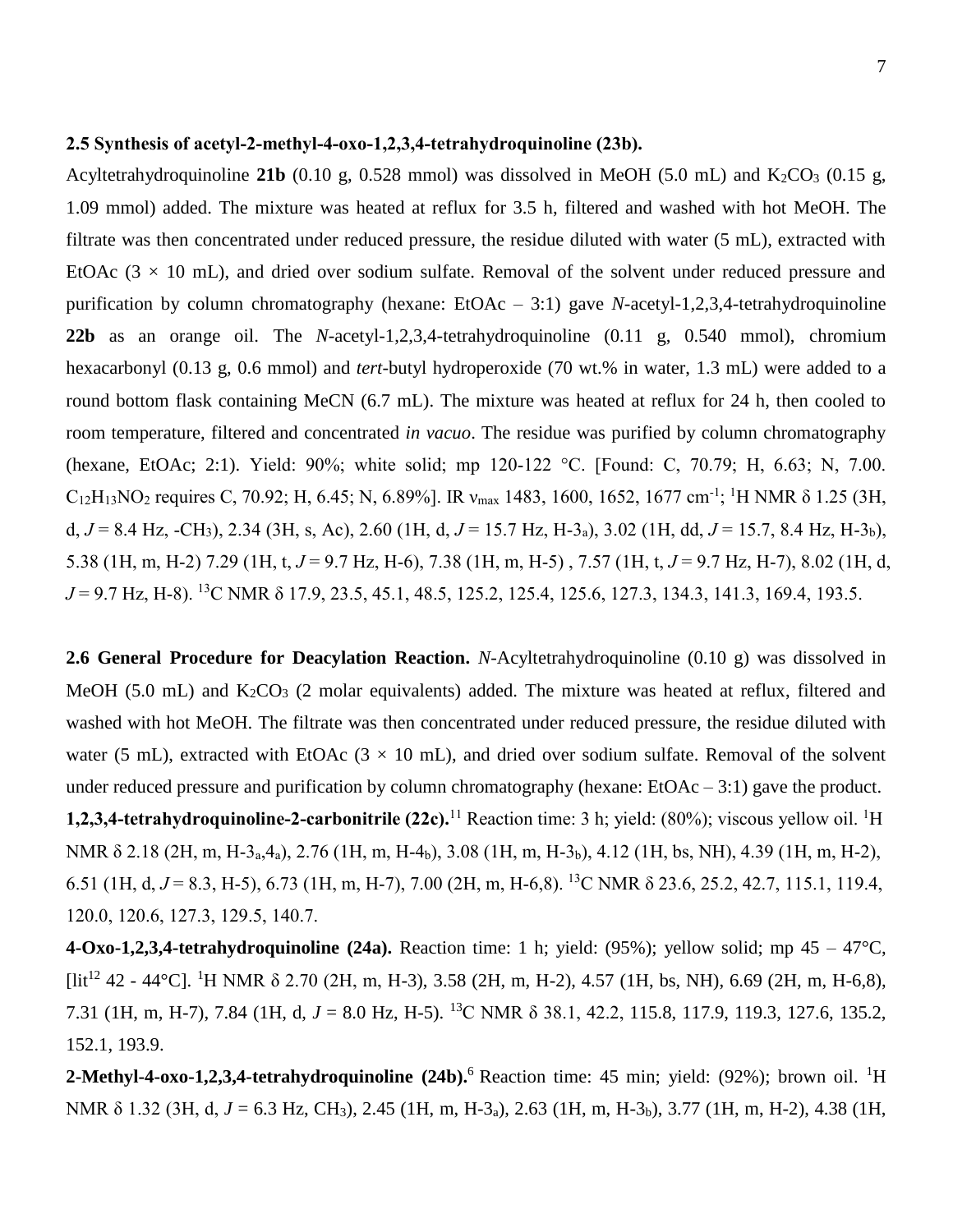**2.5 Synthesis of acetyl-2-methyl-4-oxo-1,2,3,4-tetrahydroquinoline (23b).**

Acyltetrahydroquinoline **21b** (0.10 g, 0.528 mmol) was dissolved in MeOH (5.0 mL) and $K_2CO_3$ (0.15 g, 1.09 mmol) added. The mixture was heated at reflux for 3.5 h, filtered and washed with hot MeOH. The filtrate was then concentrated under reduced pressure, the residue diluted with water (5 mL), extracted with EtOAc (3 × 10 mL), and dried over sodium sulfate. Removal of the solvent under reduced pressure and purification by column chromatography (hexane: EtOAc – 3:1) gave *N*-acetyl-1,2,3,4-tetrahydroquinoline **22b** as an orange oil. The *N*-acetyl-1,2,3,4-tetrahydroquinoline (0.11 g, 0.540 mmol), chromium hexacarbonyl (0.13 g, 0.6 mmol) and *tert*-butyl hydroperoxide (70 wt.% in water, 1.3 mL) were added to a round bottom flask containing MeCN (6.7 mL). The mixture was heated at reflux for 24 h, then cooled to room temperature, filtered and concentrated *in vacuo*. The residue was purified by column chromatography (hexane, EtOAc; 2:1). Yield: 90%; white solid; mp 120-122 °C. [Found: C, 70.79; H, 6.63; N, 7.00. $C_{12}H_{13}NO_2$ requires C, 70.92; H, 6.45; N, 6.89%]. IR $\nu_{max}$ 1483, 1600, 1652, 1677 cm$^{-1}$; $^1$H NMR δ 1.25 (3H, d, *J* = 8.4 Hz, -$CH_3$), 2.34 (3H, s, Ac), 2.60 (1H, d, *J* = 15.7 Hz, H-3$_a$), 3.02 (1H, dd, *J* = 15.7, 8.4 Hz, H-3$_b$), 5.38 (1H, m, H-2) 7.29 (1H, t, *J* = 9.7 Hz, H-6), 7.38 (1H, m, H-5) , 7.57 (1H, t, *J* = 9.7 Hz, H-7), 8.02 (1H, d, *J* = 9.7 Hz, H-8). $^{13}$C NMR δ 17.9, 23.5, 45.1, 48.5, 125.2, 125.4, 125.6, 127.3, 134.3, 141.3, 169.4, 193.5.

**2.6 General Procedure for Deacylation Reaction.** *N*-Acyltetrahydroquinoline (0.10 g) was dissolved in MeOH (5.0 mL) and $K_2CO_3$ (2 molar equivalents) added. The mixture was heated at reflux, filtered and washed with hot MeOH. The filtrate was then concentrated under reduced pressure, the residue diluted with water (5 mL), extracted with EtOAc (3 × 10 mL), and dried over sodium sulfate. Removal of the solvent under reduced pressure and purification by column chromatography (hexane: EtOAc – 3:1) gave the product.

**1,2,3,4-tetrahydroquinoline-2-carbonitrile (22c).**[11] Reaction time: 3 h; yield: (80%); viscous yellow oil. $^1$H NMR δ 2.18 (2H, m, H-3$_a$,4$_a$), 2.76 (1H, m, H-4$_b$), 3.08 (1H, m, H-3$_b$), 4.12 (1H, bs, NH), 4.39 (1H, m, H-2), 6.51 (1H, d, *J* = 8.3, H-5), 6.73 (1H, m, H-7), 7.00 (2H, m, H-6,8). $^{13}$C NMR δ 23.6, 25.2, 42.7, 115.1, 119.4, 120.0, 120.6, 127.3, 129.5, 140.7.

**4-Oxo-1,2,3,4-tetrahydroquinoline (24a).** Reaction time: 1 h; yield: (95%); yellow solid; mp 45 – 47°C, [lit[12] 42 - 44°C]. $^1$H NMR δ 2.70 (2H, m, H-3), 3.58 (2H, m, H-2), 4.57 (1H, bs, NH), 6.69 (2H, m, H-6,8), 7.31 (1H, m, H-7), 7.84 (1H, d, *J* = 8.0 Hz, H-5). $^{13}$C NMR δ 38.1, 42.2, 115.8, 117.9, 119.3, 127.6, 135.2, 152.1, 193.9.

**2-Methyl-4-oxo-1,2,3,4-tetrahydroquinoline (24b).**[6] Reaction time: 45 min; yield: (92%); brown oil. $^1$H NMR δ 1.32 (3H, d, *J* = 6.3 Hz, $CH_3$), 2.45 (1H, m, H-3$_a$), 2.63 (1H, m, H-3$_b$), 3.77 (1H, m, H-2), 4.38 (1H,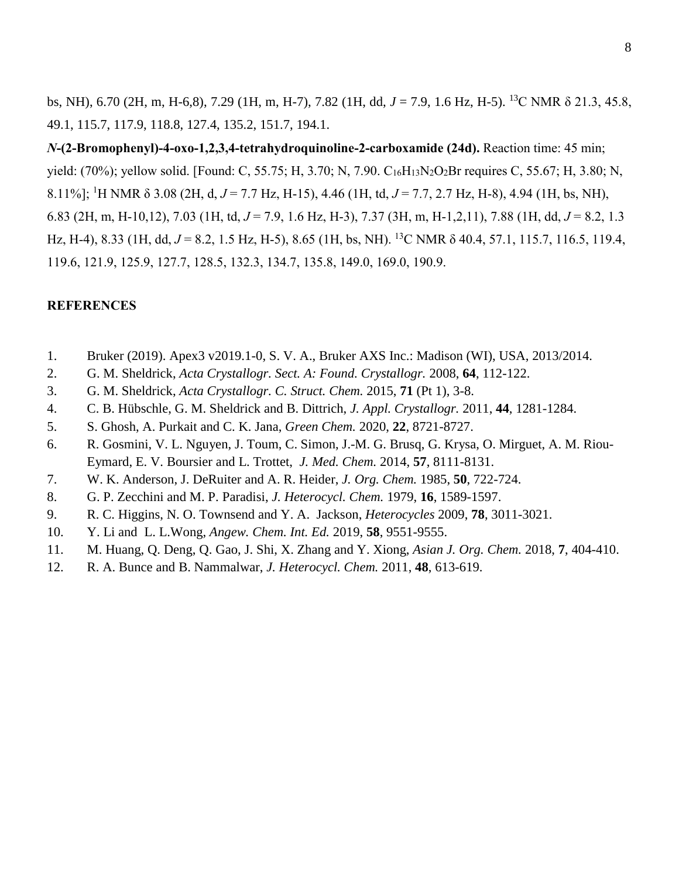bs, NH), 6.70 (2H, m, H-6,8), 7.29 (1H, m, H-7), 7.82 (1H, dd, *J* = 7.9, 1.6 Hz, H-5). $^{13}$C NMR δ 21.3, 45.8, 49.1, 115.7, 117.9, 118.8, 127.4, 135.2, 151.7, 194.1.

***N*-(2-Bromophenyl)-4-oxo-1,2,3,4-tetrahydroquinoline-2-carboxamide (24d).** Reaction time: 45 min; yield: (70%); yellow solid. [Found: C, 55.75; H, 3.70; N, 7.90. $C_{16}H_{13}N_2O_2Br$ requires C, 55.67; H, 3.80; N, 8.11%]; $^{1}$H NMR δ 3.08 (2H, d, *J* = 7.7 Hz, H-15), 4.46 (1H, td, *J* = 7.7, 2.7 Hz, H-8), 4.94 (1H, bs, NH), 6.83 (2H, m, H-10,12), 7.03 (1H, td, *J* = 7.9, 1.6 Hz, H-3), 7.37 (3H, m, H-1,2,11), 7.88 (1H, dd, *J* = 8.2, 1.3 Hz, H-4), 8.33 (1H, dd, *J* = 8.2, 1.5 Hz, H-5), 8.65 (1H, bs, NH). $^{13}$C NMR δ 40.4, 57.1, 115.7, 116.5, 119.4, 119.6, 121.9, 125.9, 127.7, 128.5, 132.3, 134.7, 135.8, 149.0, 169.0, 190.9.

## REFERENCES

1. Bruker (2019). Apex3 v2019.1-0, S. V. A., Bruker AXS Inc.: Madison (WI), USA, 2013/2014.
2. G. M. Sheldrick, *Acta Crystallogr. Sect. A: Found. Crystallogr.* 2008, **64**, 112-122.
3. G. M. Sheldrick, *Acta Crystallogr. C. Struct. Chem.* 2015, **71** (Pt 1), 3-8.
4. C. B. Hübschle, G. M. Sheldrick and B. Dittrich, *J. Appl. Crystallogr.* 2011, **44**, 1281-1284.
5. S. Ghosh, A. Purkait and C. K. Jana, *Green Chem.* 2020, **22**, 8721-8727.
6. R. Gosmini, V. L. Nguyen, J. Toum, C. Simon, J.-M. G. Brusq, G. Krysa, O. Mirguet, A. M. Riou-Eymard, E. V. Boursier and L. Trottet, *J. Med. Chem.* 2014, **57**, 8111-8131.
7. W. K. Anderson, J. DeRuiter and A. R. Heider, *J. Org. Chem.* 1985, **50**, 722-724.
8. G. P. Zecchini and M. P. Paradisi, *J. Heterocycl. Chem.* 1979, **16**, 1589-1597.
9. R. C. Higgins, N. O. Townsend and Y. A. Jackson, *Heterocycles* 2009, **78**, 3011-3021.
10. Y. Li and L. L.Wong, *Angew. Chem. Int. Ed.* 2019, **58**, 9551-9555.
11. M. Huang, Q. Deng, Q. Gao, J. Shi, X. Zhang and Y. Xiong, *Asian J. Org. Chem.* 2018, **7**, 404-410.
12. R. A. Bunce and B. Nammalwar, *J. Heterocycl. Chem.* 2011, **48**, 613-619.